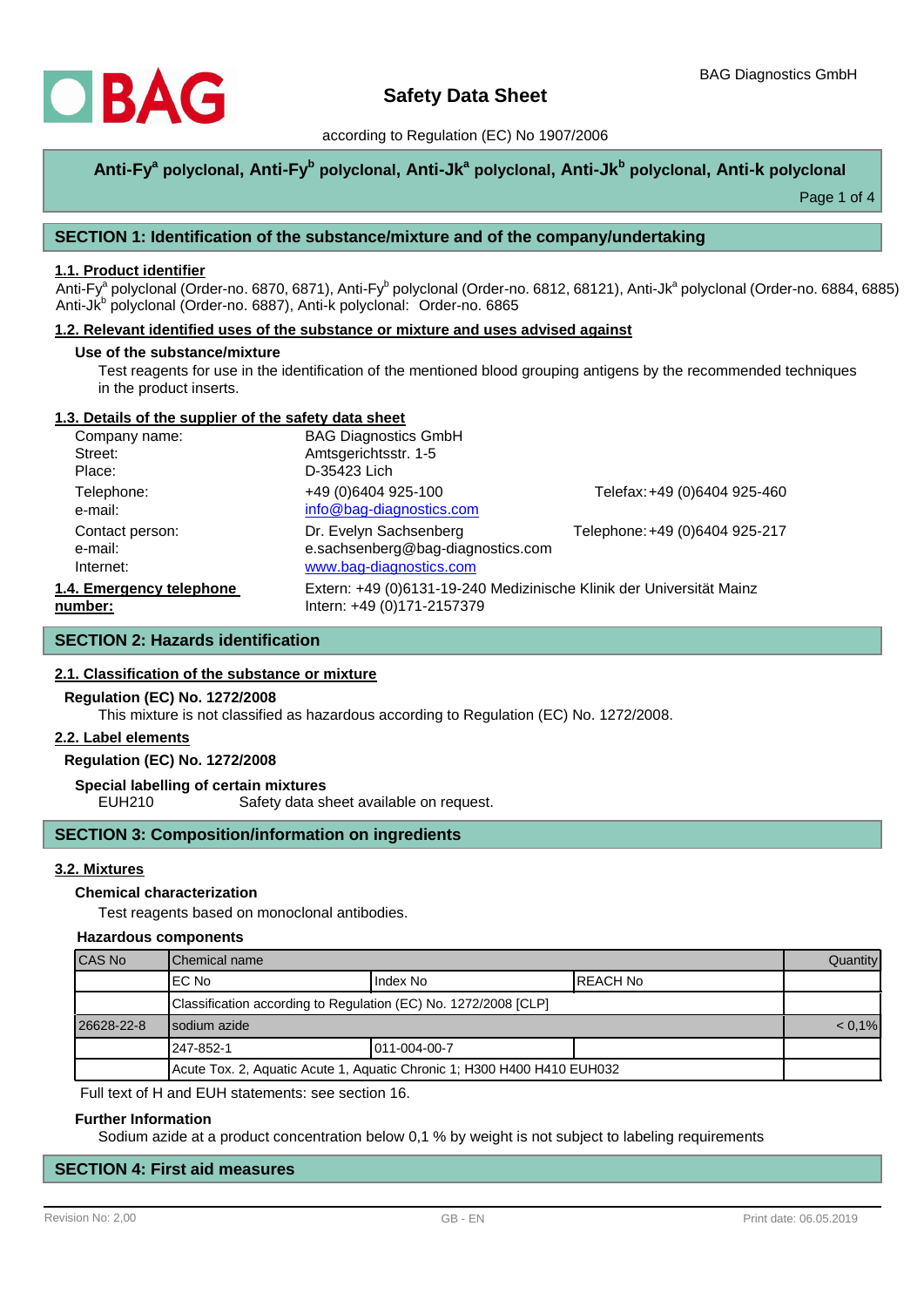BAG Diagnostics GmbH

# Safety Data Sheet

according to Regulation (EC) No 1907/2006

**Anti-Fy[a] polyclonal, Anti-Fy[b] polyclonal, Anti-Jk[a] polyclonal, Anti-Jk[b] polyclonal, Anti-k polyclonal**

## SECTION 1: Identification of the substance/mixture and of the company/undertaking

### 1.1. Product identifier

Anti-Fy[a] polyclonal (Order-no. 6870, 6871), Anti-Fy[b] polyclonal (Order-no. 6812, 68121), Anti-Jk[a] polyclonal (Order-no. 6884, 6885) Anti-Jk[b] polyclonal (Order-no. 6887), Anti-k polyclonal: Order-no. 6865

### 1.2. Relevant identified uses of the substance or mixture and uses advised against

**Use of the substance/mixture**

Test reagents for use in the identification of the mentioned blood grouping antigens by the recommended techniques in the product inserts.

### 1.3. Details of the supplier of the safety data sheet

| | | |
|---|---|---|
| Company name: | BAG Diagnostics GmbH | |
| Street: | Amtsgerichtsstr. 1-5 | |
| Place: | D-35423 Lich | |
| Telephone: | +49 (0)6404 925-100 | Telefax: +49 (0)6404 925-460 |
| e-mail: | info@bag-diagnostics.com | |
| Contact person: | Dr. Evelyn Sachsenberg | Telephone: +49 (0)6404 925-217 |
| e-mail: | e.sachsenberg@bag-diagnostics.com | |
| Internet: | www.bag-diagnostics.com | |

### 1.4. Emergency telephone number:

Extern: +49 (0)6131-19-240 Medizinische Klinik der Universität Mainz
Intern: +49 (0)171-2157379

## SECTION 2: Hazards identification

### 2.1. Classification of the substance or mixture

**Regulation (EC) No. 1272/2008**

This mixture is not classified as hazardous according to Regulation (EC) No. 1272/2008.

### 2.2. Label elements

**Regulation (EC) No. 1272/2008**

**Special labelling of certain mixtures**

EUH210 Safety data sheet available on request.

## SECTION 3: Composition/information on ingredients

### 3.2. Mixtures

**Chemical characterization**

Test reagents based on monoclonal antibodies.

**Hazardous components**

| CAS No | Chemical name | | | Quantity |
|---|---|---|---|---|
| | EC No | Index No | REACH No | |
| | Classification according to Regulation (EC) No. 1272/2008 [CLP] | | | |
| 26628-22-8 | sodium azide | | | < 0,1% |
| | 247-852-1 | 011-004-00-7 | | |
| | Acute Tox. 2, Aquatic Acute 1, Aquatic Chronic 1; H300 H400 H410 EUH032 | | | |

Full text of H and EUH statements: see section 16.

**Further Information**

Sodium azide at a product concentration below 0,1 % by weight is not subject to labeling requirements

## SECTION 4: First aid measures

Revision No: 2,00 GB - EN Print date: 06.05.2019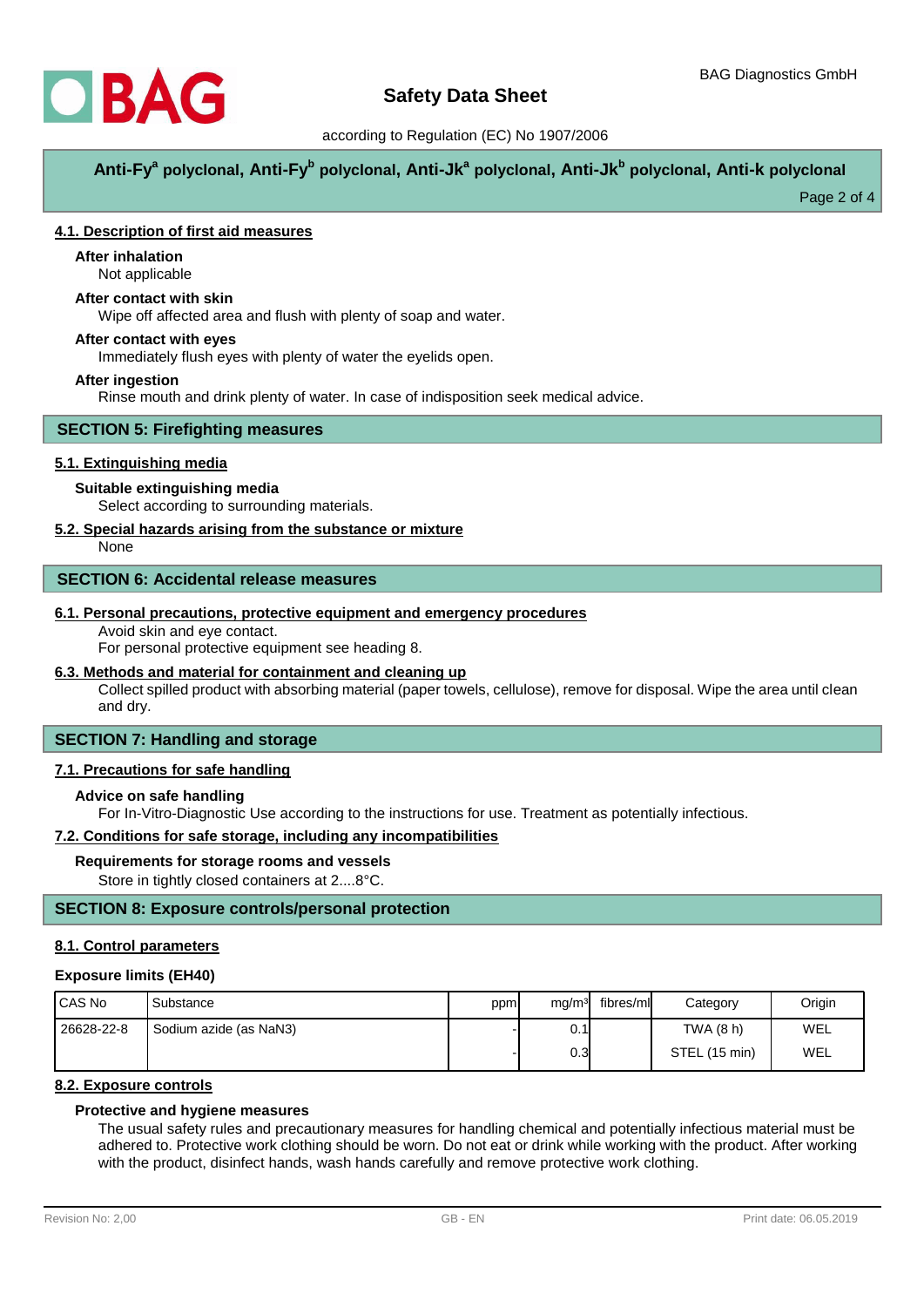### 4.1. Description of first aid measures

**After inhalation**

Not applicable

**After contact with skin**

Wipe off affected area and flush with plenty of soap and water.

**After contact with eyes**

Immediately flush eyes with plenty of water the eyelids open.

**After ingestion**

Rinse mouth and drink plenty of water. In case of indisposition seek medical advice.

## SECTION 5: Firefighting measures

### 5.1. Extinguishing media

**Suitable extinguishing media**

Select according to surrounding materials.

### 5.2. Special hazards arising from the substance or mixture

None

## SECTION 6: Accidental release measures

### 6.1. Personal precautions, protective equipment and emergency procedures

Avoid skin and eye contact.
For personal protective equipment see heading 8.

### 6.3. Methods and material for containment and cleaning up

Collect spilled product with absorbing material (paper towels, cellulose), remove for disposal. Wipe the area until clean and dry.

## SECTION 7: Handling and storage

### 7.1. Precautions for safe handling

**Advice on safe handling**

For In-Vitro-Diagnostic Use according to the instructions for use. Treatment as potentially infectious.

### 7.2. Conditions for safe storage, including any incompatibilities

**Requirements for storage rooms and vessels**

Store in tightly closed containers at 2....8°C.

## SECTION 8: Exposure controls/personal protection

### 8.1. Control parameters

**Exposure limits (EH40)**

| CAS No | Substance | ppm | mg/m³ | fibres/ml | Category | Origin |
|---|---|---|---|---|---|---|
| 26628-22-8 | Sodium azide (as NaN3) | - | 0.1 | | TWA (8 h) | WEL |
| | | - | 0.3 | | STEL (15 min) | WEL |

### 8.2. Exposure controls

**Protective and hygiene measures**

The usual safety rules and precautionary measures for handling chemical and potentially infectious material must be adhered to. Protective work clothing should be worn. Do not eat or drink while working with the product. After working with the product, disinfect hands, wash hands carefully and remove protective work clothing.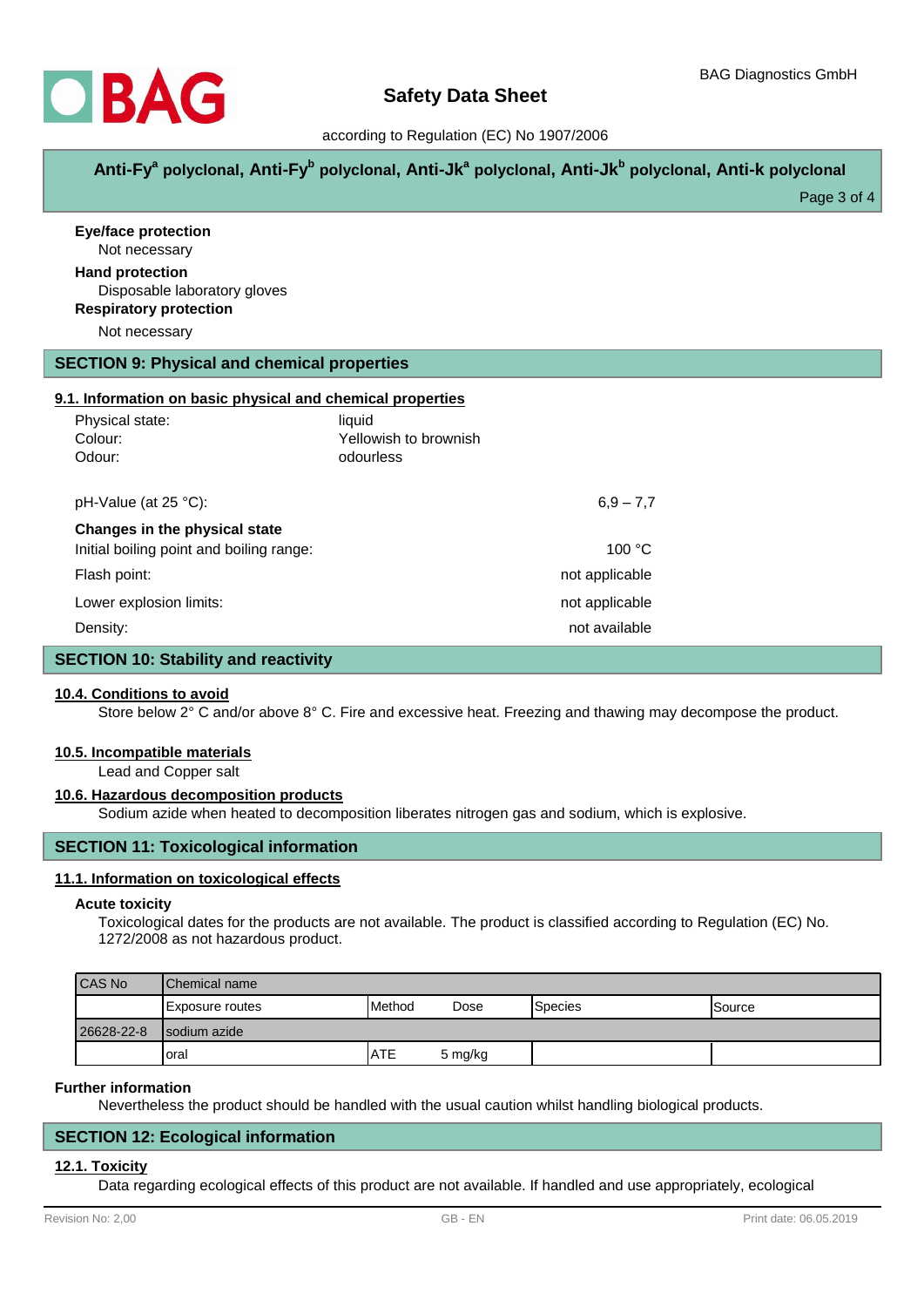**Eye/face protection**

Not necessary

**Hand protection**

Disposable laboratory gloves

**Respiratory protection**

Not necessary

## SECTION 9: Physical and chemical properties

### 9.1. Information on basic physical and chemical properties

| | |
|---|---|
| Physical state: | liquid |
| Colour: | Yellowish to brownish |
| Odour: | odourless |

| | |
|---|---|
| pH-Value (at 25 °C): | 6,9 – 7,7 |
| **Changes in the physical state** | |
| Initial boiling point and boiling range: | 100 °C |
| Flash point: | not applicable |
| Lower explosion limits: | not applicable |
| Density: | not available |

## SECTION 10: Stability and reactivity

### 10.4. Conditions to avoid

Store below 2° C and/or above 8° C. Fire and excessive heat. Freezing and thawing may decompose the product.

### 10.5. Incompatible materials

Lead and Copper salt

### 10.6. Hazardous decomposition products

Sodium azide when heated to decomposition liberates nitrogen gas and sodium, which is explosive.

## SECTION 11: Toxicological information

### 11.1. Information on toxicological effects

**Acute toxicity**

Toxicological dates for the products are not available. The product is classified according to Regulation (EC) No. 1272/2008 as not hazardous product.

| CAS No | Chemical name | | | | |
|---|---|---|---|---|---|
| | Exposure routes | Method | Dose | Species | Source |
| 26628-22-8 | sodium azide | | | | |
| | oral | ATE | 5 mg/kg | | |

**Further information**

Nevertheless the product should be handled with the usual caution whilst handling biological products.

## SECTION 12: Ecological information

### 12.1. Toxicity

Data regarding ecological effects of this product are not available. If handled and use appropriately, ecological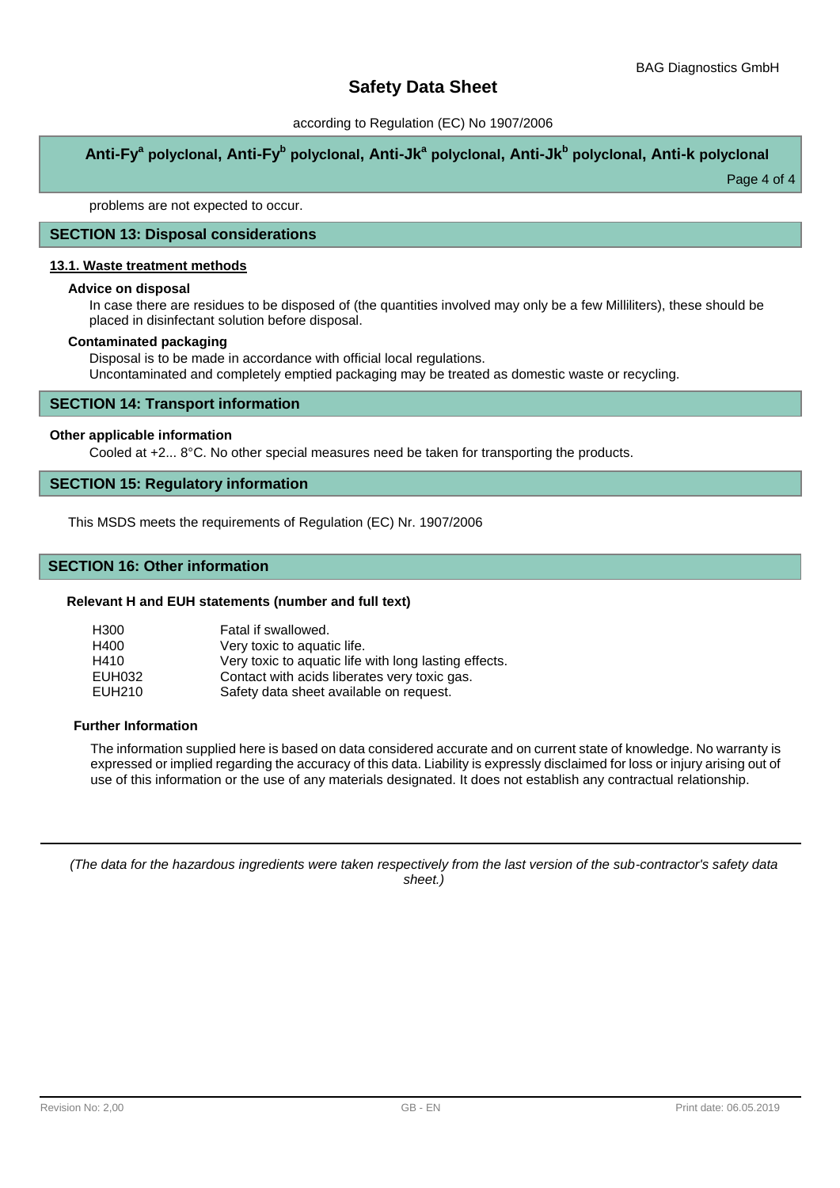problems are not expected to occur.

## SECTION 13: Disposal considerations

### 13.1. Waste treatment methods

**Advice on disposal**

In case there are residues to be disposed of (the quantities involved may only be a few Milliliters), these should be placed in disinfectant solution before disposal.

**Contaminated packaging**

Disposal is to be made in accordance with official local regulations.
Uncontaminated and completely emptied packaging may be treated as domestic waste or recycling.

## SECTION 14: Transport information

**Other applicable information**

Cooled at +2... 8°C. No other special measures need be taken for transporting the products.

## SECTION 15: Regulatory information

This MSDS meets the requirements of Regulation (EC) Nr. 1907/2006

## SECTION 16: Other information

**Relevant H and EUH statements (number and full text)**

| | |
|---|---|
| H300 | Fatal if swallowed. |
| H400 | Very toxic to aquatic life. |
| H410 | Very toxic to aquatic life with long lasting effects. |
| EUH032 | Contact with acids liberates very toxic gas. |
| EUH210 | Safety data sheet available on request. |

**Further Information**

The information supplied here is based on data considered accurate and on current state of knowledge. No warranty is expressed or implied regarding the accuracy of this data. Liability is expressly disclaimed for loss or injury arising out of use of this information or the use of any materials designated. It does not establish any contractual relationship.

---

*(The data for the hazardous ingredients were taken respectively from the last version of the sub-contractor's safety data sheet.)*